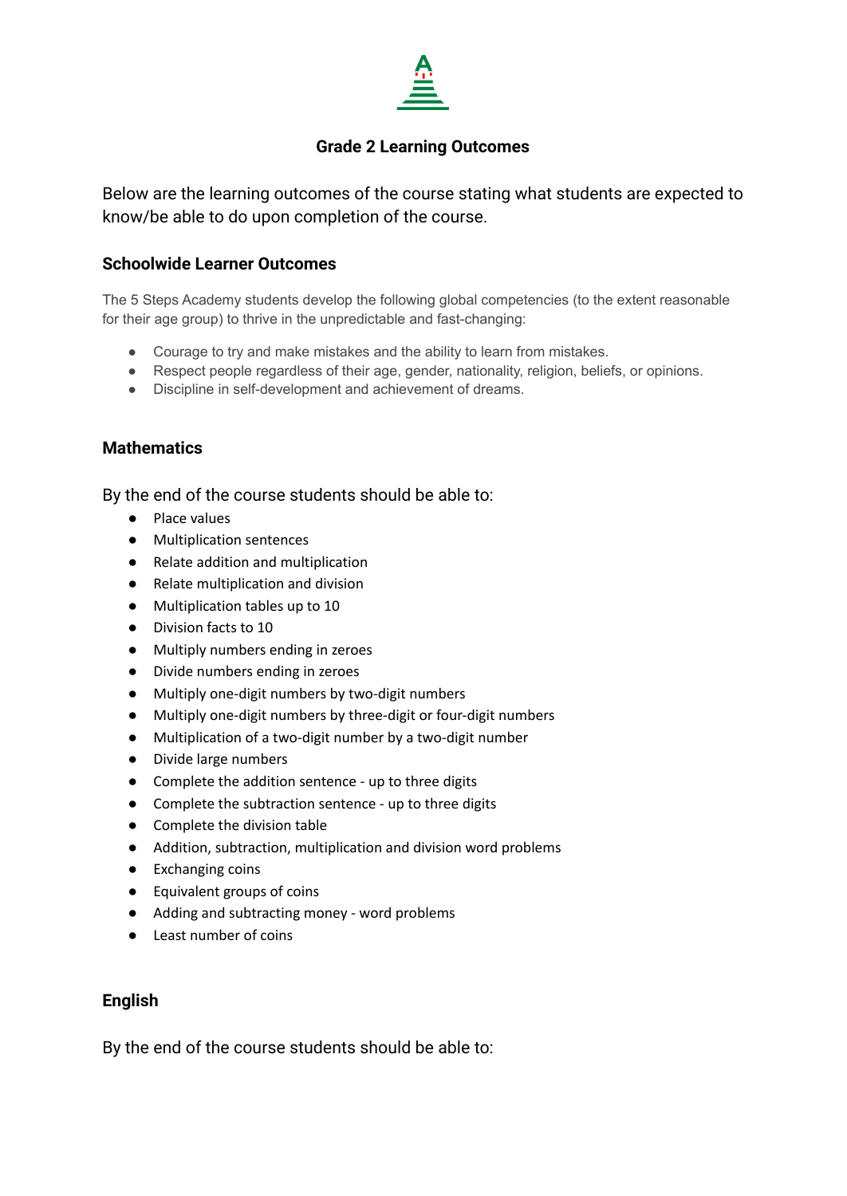# Grade 2 Learning Outcomes

Below are the learning outcomes of the course stating what students are expected to know/be able to do upon completion of the course.

## Schoolwide Learner Outcomes

The 5 Steps Academy students develop the following global competencies (to the extent reasonable for their age group) to thrive in the unpredictable and fast-changing:

- Courage to try and make mistakes and the ability to learn from mistakes.
- Respect people regardless of their age, gender, nationality, religion, beliefs, or opinions.
- Discipline in self-development and achievement of dreams.

## Mathematics

By the end of the course students should be able to:

- Place values
- Multiplication sentences
- Relate addition and multiplication
- Relate multiplication and division
- Multiplication tables up to 10
- Division facts to 10
- Multiply numbers ending in zeroes
- Divide numbers ending in zeroes
- Multiply one-digit numbers by two-digit numbers
- Multiply one-digit numbers by three-digit or four-digit numbers
- Multiplication of a two-digit number by a two-digit number
- Divide large numbers
- Complete the addition sentence - up to three digits
- Complete the subtraction sentence - up to three digits
- Complete the division table
- Addition, subtraction, multiplication and division word problems
- Exchanging coins
- Equivalent groups of coins
- Adding and subtracting money - word problems
- Least number of coins

## English

By the end of the course students should be able to: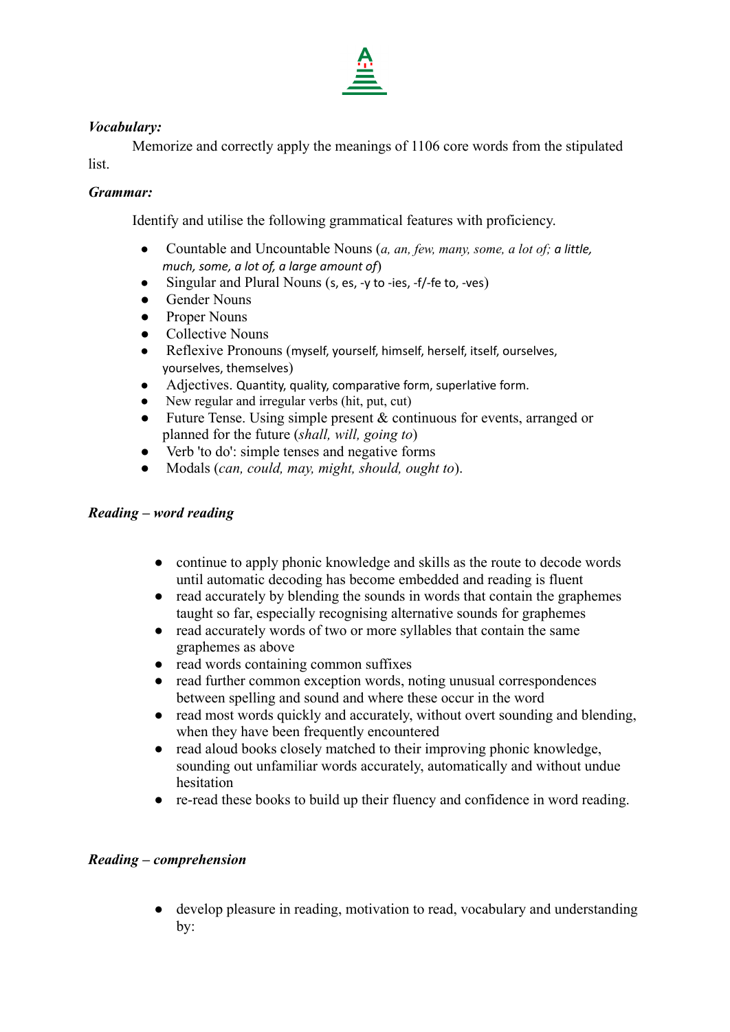***Vocabulary:***

Memorize and correctly apply the meanings of 1106 core words from the stipulated list.

***Grammar:***

Identify and utilise the following grammatical features with proficiency.

- Countable and Uncountable Nouns (*a, an, few, many, some, a lot of; a little, much, some, a lot of, a large amount of*)
- Singular and Plural Nouns (s, es, -y to -ies, -f/-fe to, -ves)
- Gender Nouns
- Proper Nouns
- Collective Nouns
- Reflexive Pronouns (myself, yourself, himself, herself, itself, ourselves, yourselves, themselves)
- Adjectives. Quantity, quality, comparative form, superlative form.
- New regular and irregular verbs (hit, put, cut)
- Future Tense. Using simple present & continuous for events, arranged or planned for the future (*shall, will, going to*)
- Verb 'to do': simple tenses and negative forms
- Modals (*can, could, may, might, should, ought to*).

***Reading – word reading***

- continue to apply phonic knowledge and skills as the route to decode words until automatic decoding has become embedded and reading is fluent
- read accurately by blending the sounds in words that contain the graphemes taught so far, especially recognising alternative sounds for graphemes
- read accurately words of two or more syllables that contain the same graphemes as above
- read words containing common suffixes
- read further common exception words, noting unusual correspondences between spelling and sound and where these occur in the word
- read most words quickly and accurately, without overt sounding and blending, when they have been frequently encountered
- read aloud books closely matched to their improving phonic knowledge, sounding out unfamiliar words accurately, automatically and without undue hesitation
- re-read these books to build up their fluency and confidence in word reading.

***Reading – comprehension***

- develop pleasure in reading, motivation to read, vocabulary and understanding by: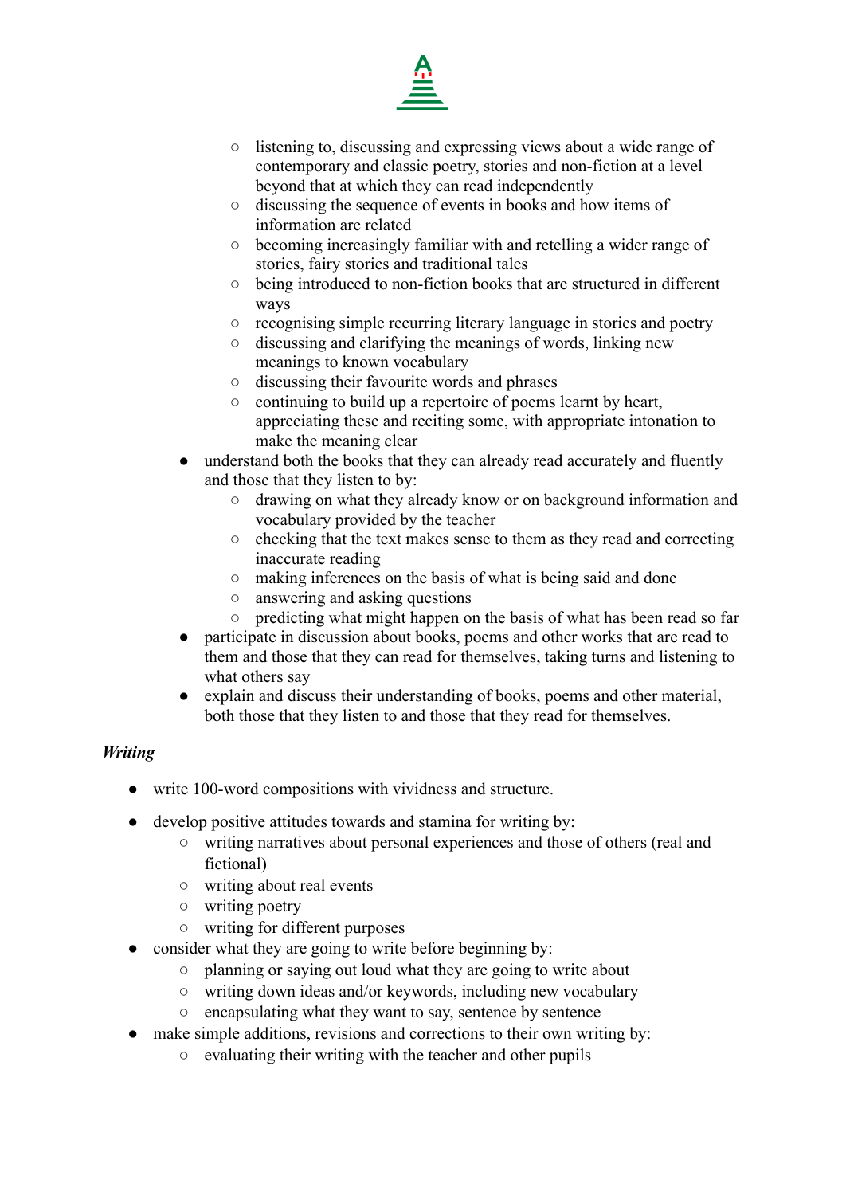- listening to, discussing and expressing views about a wide range of contemporary and classic poetry, stories and non-fiction at a level beyond that at which they can read independently
    - discussing the sequence of events in books and how items of information are related
    - becoming increasingly familiar with and retelling a wider range of stories, fairy stories and traditional tales
    - being introduced to non-fiction books that are structured in different ways
    - recognising simple recurring literary language in stories and poetry
    - discussing and clarifying the meanings of words, linking new meanings to known vocabulary
    - discussing their favourite words and phrases
    - continuing to build up a repertoire of poems learnt by heart, appreciating these and reciting some, with appropriate intonation to make the meaning clear
- understand both the books that they can already read accurately and fluently and those that they listen to by:
    - drawing on what they already know or on background information and vocabulary provided by the teacher
    - checking that the text makes sense to them as they read and correcting inaccurate reading
    - making inferences on the basis of what is being said and done
    - answering and asking questions
    - predicting what might happen on the basis of what has been read so far
- participate in discussion about books, poems and other works that are read to them and those that they can read for themselves, taking turns and listening to what others say
- explain and discuss their understanding of books, poems and other material, both those that they listen to and those that they read for themselves.

***Writing***

- write 100-word compositions with vividness and structure.

- develop positive attitudes towards and stamina for writing by:
    - writing narratives about personal experiences and those of others (real and fictional)
    - writing about real events
    - writing poetry
    - writing for different purposes
- consider what they are going to write before beginning by:
    - planning or saying out loud what they are going to write about
    - writing down ideas and/or keywords, including new vocabulary
    - encapsulating what they want to say, sentence by sentence
- make simple additions, revisions and corrections to their own writing by:
    - evaluating their writing with the teacher and other pupils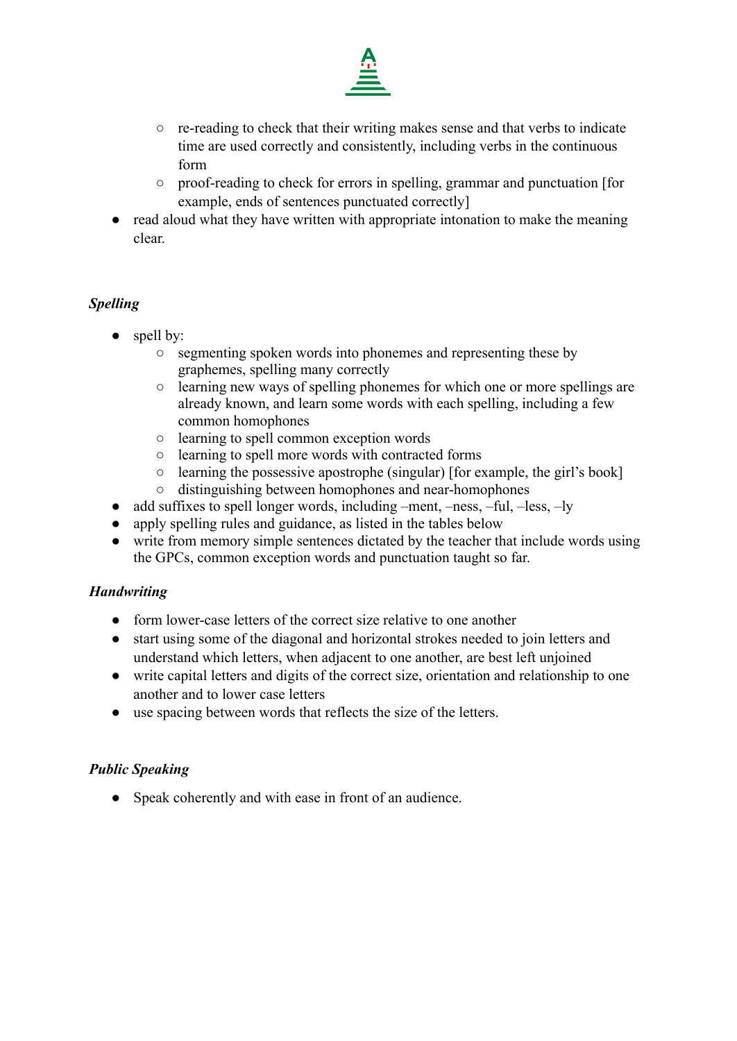- re-reading to check that their writing makes sense and that verbs to indicate time are used correctly and consistently, including verbs in the continuous form
  - proof-reading to check for errors in spelling, grammar and punctuation [for example, ends of sentences punctuated correctly]
- read aloud what they have written with appropriate intonation to make the meaning clear.

***Spelling***

- spell by:
  - segmenting spoken words into phonemes and representing these by graphemes, spelling many correctly
  - learning new ways of spelling phonemes for which one or more spellings are already known, and learn some words with each spelling, including a few common homophones
  - learning to spell common exception words
  - learning to spell more words with contracted forms
  - learning the possessive apostrophe (singular) [for example, the girl's book]
  - distinguishing between homophones and near-homophones
- add suffixes to spell longer words, including –ment, –ness, –ful, –less, –ly
- apply spelling rules and guidance, as listed in the tables below
- write from memory simple sentences dictated by the teacher that include words using the GPCs, common exception words and punctuation taught so far.

***Handwriting***

- form lower-case letters of the correct size relative to one another
- start using some of the diagonal and horizontal strokes needed to join letters and understand which letters, when adjacent to one another, are best left unjoined
- write capital letters and digits of the correct size, orientation and relationship to one another and to lower case letters
- use spacing between words that reflects the size of the letters.

***Public Speaking***

- Speak coherently and with ease in front of an audience.